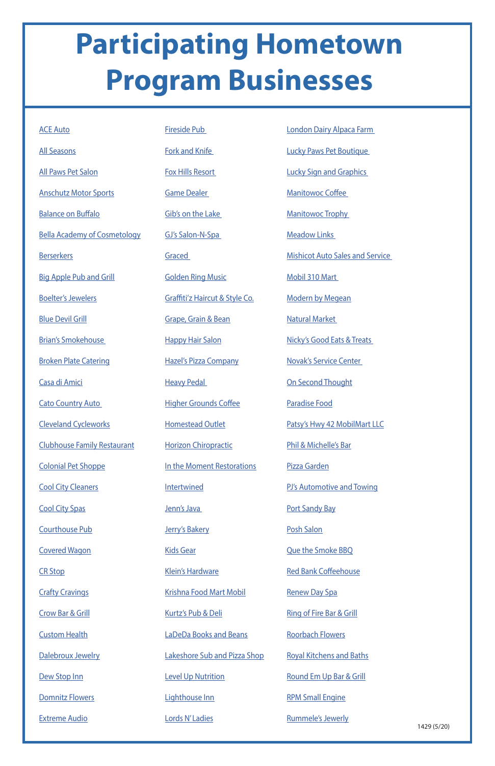# Participating Hometown Program Businesses

ACE Auto

All Seasons

All Paws Pet Salon

Anschutz Motor Sports

Balance on Buffalo

Bella Academy of Cosmetology

Berserkers

Big Apple Pub and Grill

Boelter's Jewelers

Blue Devil Grill

Brian's Smokehouse

Broken Plate Catering

Casa di Amici

Cato Country Auto

Cleveland Cycleworks

Clubhouse Family Restaurant

Colonial Pet Shoppe

Cool City Cleaners

Cool City Spas

Courthouse Pub

Covered Wagon

CR Stop

Crafty Cravings

Crow Bar & Grill

Custom Health

Dalebroux Jewelry

Dew Stop Inn

Domnitz Flowers

Extreme Audio

Fireside Pub

Fork and Knife

Fox Hills Resort

Game Dealer

Gib's on the Lake

GJ's Salon-N-Spa

Graced

Golden Ring Music

Graffiti'z Haircut & Style Co.

Grape, Grain & Bean

Happy Hair Salon

Hazel's Pizza Company

Heavy Pedal

Higher Grounds Coffee

Homestead Outlet

Horizon Chiropractic

In the Moment Restorations

Intertwined

Jenn's Java

Jerry's Bakery

Kids Gear

Klein's Hardware

Krishna Food Mart Mobil

Kurtz's Pub & Deli

LaDeDa Books and Beans

Lakeshore Sub and Pizza Shop

Level Up Nutrition

Lighthouse Inn

Lords N' Ladies

London Dairy Alpaca Farm

Lucky Paws Pet Boutique

Lucky Sign and Graphics

Manitowoc Coffee

Manitowoc Trophy

Meadow Links

Mishicot Auto Sales and Service

Mobil 310 Mart

Modern by Megean

Natural Market

Nicky's Good Eats & Treats

Novak's Service Center

On Second Thought

Paradise Food

Patsy's Hwy 42 MobilMart LLC

Phil & Michelle's Bar

Pizza Garden

PJ's Automotive and Towing

Port Sandy Bay

Posh Salon

Que the Smoke BBQ

Red Bank Coffeehouse

Renew Day Spa

Ring of Fire Bar & Grill

Roorbach Flowers

Royal Kitchens and Baths

Round Em Up Bar & Grill

RPM Small Engine

Rummele's Jewerly

1429 (5/20)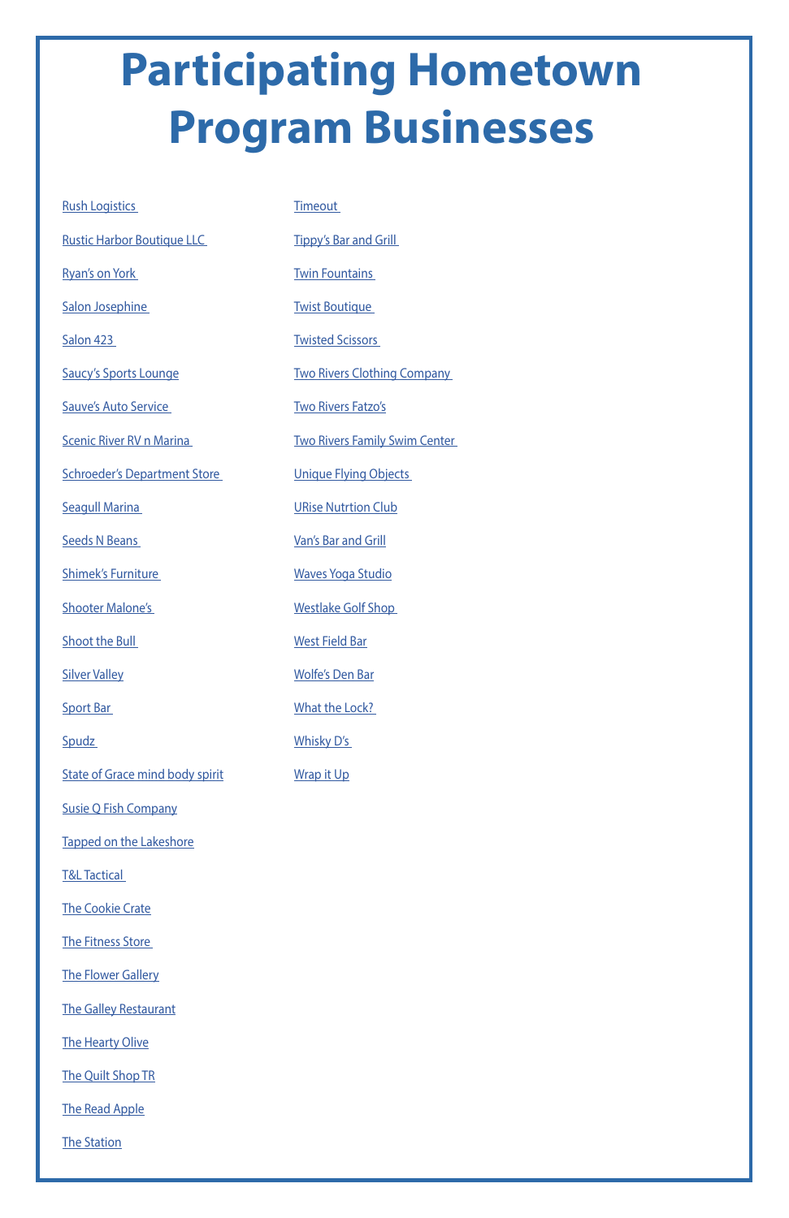# Participating Hometown Program Businesses

- Rush Logistics
- Rustic Harbor Boutique LLC
- Ryan's on York
- Salon Josephine
- Salon 423
- Saucy's Sports Lounge
- Sauve's Auto Service
- Scenic River RV n Marina
- Schroeder's Department Store
- Seagull Marina
- Seeds N Beans
- Shimek's Furniture
- Shooter Malone's
- Shoot the Bull
- Silver Valley
- Sport Bar
- Spudz
- State of Grace mind body spirit
- Susie Q Fish Company
- Tapped on the Lakeshore
- T&L Tactical
- The Cookie Crate
- The Fitness Store
- The Flower Gallery
- The Galley Restaurant
- The Hearty Olive
- The Quilt Shop TR
- The Read Apple
- The Station
- Timeout
- Tippy's Bar and Grill
- Twin Fountains
- Twist Boutique
- Twisted Scissors
- Two Rivers Clothing Company
- Two Rivers Fatzo's
- Two Rivers Family Swim Center
- Unique Flying Objects
- URise Nutrtion Club
- Van's Bar and Grill
- Waves Yoga Studio
- Westlake Golf Shop
- West Field Bar
- Wolfe's Den Bar
- What the Lock?
- Whisky D's
- Wrap it Up